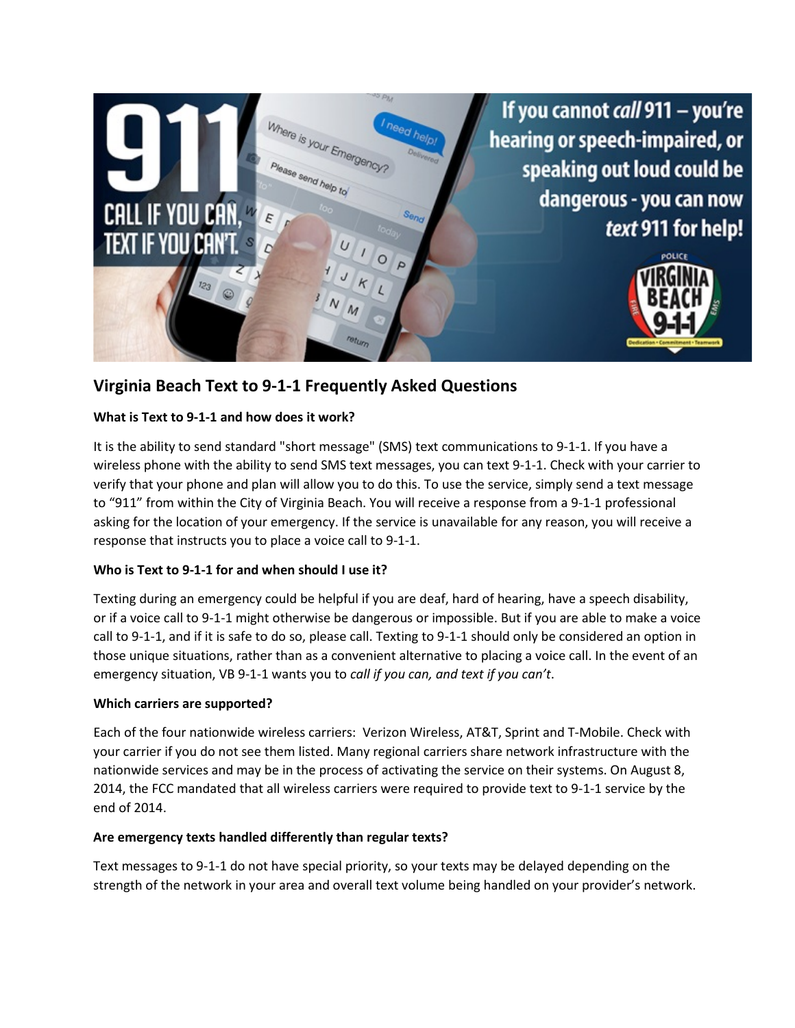# Virginia Beach Text to 9-1-1 Frequently Asked Questions

**What is Text to 9-1-1 and how does it work?**

It is the ability to send standard "short message" (SMS) text communications to 9-1-1. If you have a wireless phone with the ability to send SMS text messages, you can text 9-1-1. Check with your carrier to verify that your phone and plan will allow you to do this. To use the service, simply send a text message to "911" from within the City of Virginia Beach. You will receive a response from a 9-1-1 professional asking for the location of your emergency. If the service is unavailable for any reason, you will receive a response that instructs you to place a voice call to 9-1-1.

**Who is Text to 9-1-1 for and when should I use it?**

Texting during an emergency could be helpful if you are deaf, hard of hearing, have a speech disability, or if a voice call to 9-1-1 might otherwise be dangerous or impossible. But if you are able to make a voice call to 9-1-1, and if it is safe to do so, please call. Texting to 9-1-1 should only be considered an option in those unique situations, rather than as a convenient alternative to placing a voice call. In the event of an emergency situation, VB 9-1-1 wants you to *call if you can, and text if you can't*.

**Which carriers are supported?**

Each of the four nationwide wireless carriers: Verizon Wireless, AT&T, Sprint and T-Mobile. Check with your carrier if you do not see them listed. Many regional carriers share network infrastructure with the nationwide services and may be in the process of activating the service on their systems. On August 8, 2014, the FCC mandated that all wireless carriers were required to provide text to 9-1-1 service by the end of 2014.

**Are emergency texts handled differently than regular texts?**

Text messages to 9-1-1 do not have special priority, so your texts may be delayed depending on the strength of the network in your area and overall text volume being handled on your provider's network.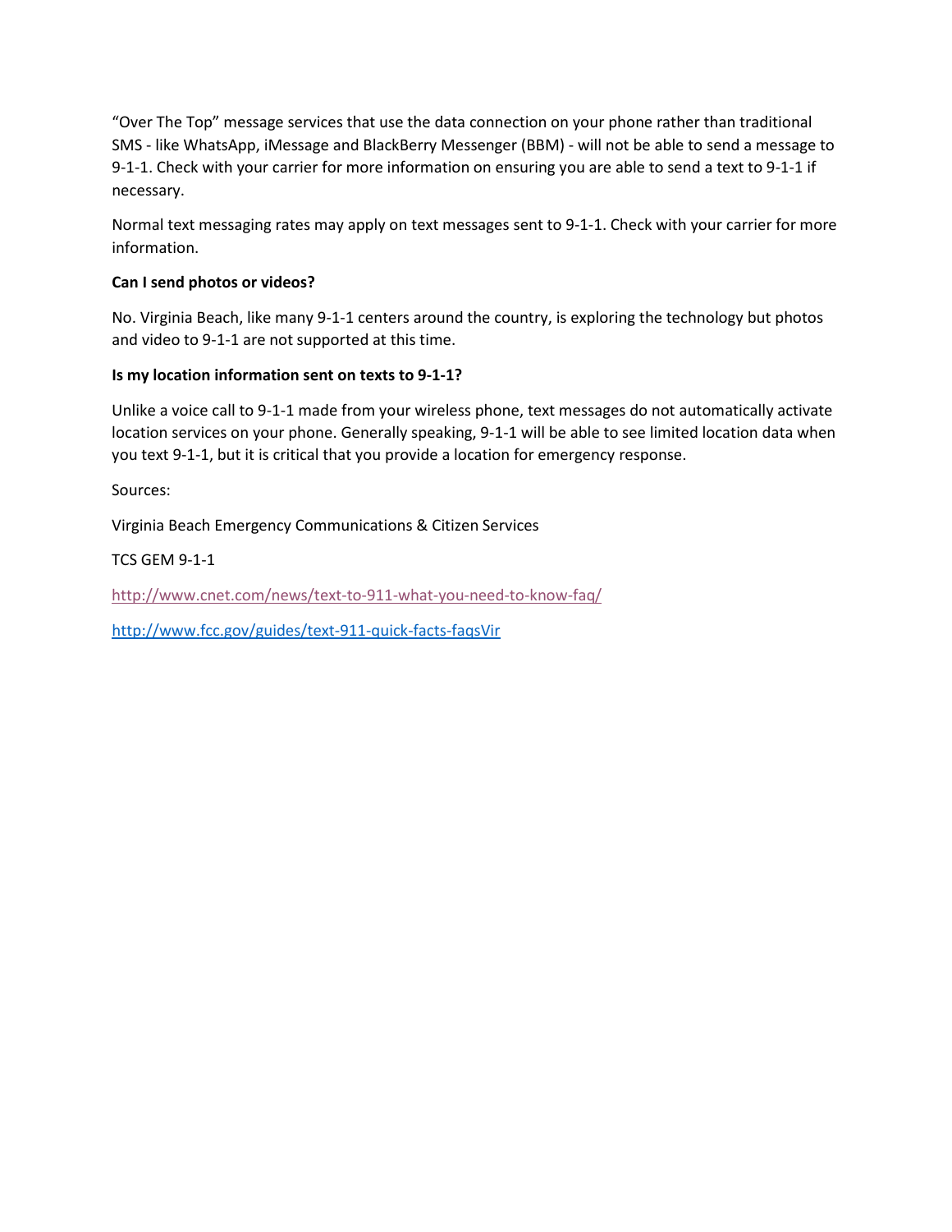"Over The Top" message services that use the data connection on your phone rather than traditional SMS - like WhatsApp, iMessage and BlackBerry Messenger (BBM) - will not be able to send a message to 9-1-1. Check with your carrier for more information on ensuring you are able to send a text to 9-1-1 if necessary.

Normal text messaging rates may apply on text messages sent to 9-1-1. Check with your carrier for more information.

**Can I send photos or videos?**

No. Virginia Beach, like many 9-1-1 centers around the country, is exploring the technology but photos and video to 9-1-1 are not supported at this time.

**Is my location information sent on texts to 9-1-1?**

Unlike a voice call to 9-1-1 made from your wireless phone, text messages do not automatically activate location services on your phone. Generally speaking, 9-1-1 will be able to see limited location data when you text 9-1-1, but it is critical that you provide a location for emergency response.

Sources:

Virginia Beach Emergency Communications & Citizen Services

TCS GEM 9-1-1

http://www.cnet.com/news/text-to-911-what-you-need-to-know-faq/

http://www.fcc.gov/guides/text-911-quick-facts-faqsVir